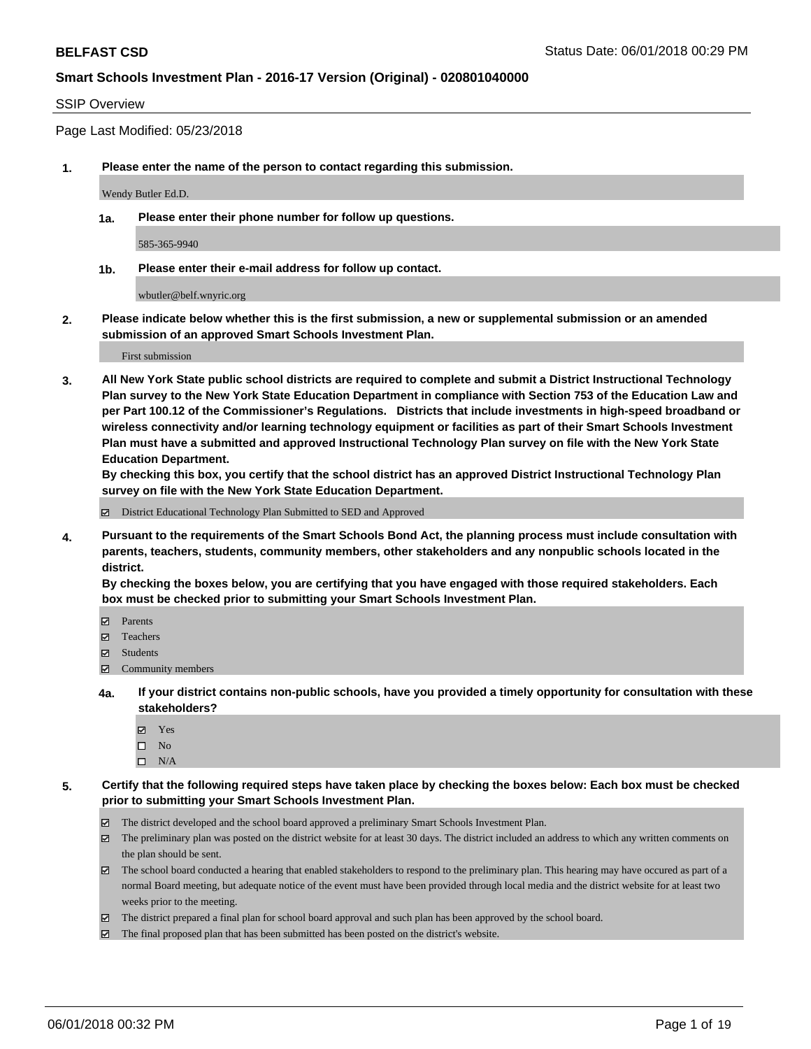**BELFAST CSD** Status Date: 06/01/2018 00:29 PM

**Smart Schools Investment Plan - 2016-17 Version (Original) - 020801040000**

SSIP Overview

Page Last Modified: 05/23/2018

**1. Please enter the name of the person to contact regarding this submission.**

Wendy Butler Ed.D.

**1a. Please enter their phone number for follow up questions.**

585-365-9940

**1b. Please enter their e-mail address for follow up contact.**

wbutler@belf.wnyric.org

**2. Please indicate below whether this is the first submission, a new or supplemental submission or an amended submission of an approved Smart Schools Investment Plan.**

First submission

**3. All New York State public school districts are required to complete and submit a District Instructional Technology Plan survey to the New York State Education Department in compliance with Section 753 of the Education Law and per Part 100.12 of the Commissioner's Regulations. Districts that include investments in high-speed broadband or wireless connectivity and/or learning technology equipment or facilities as part of their Smart Schools Investment Plan must have a submitted and approved Instructional Technology Plan survey on file with the New York State Education Department.**
**By checking this box, you certify that the school district has an approved District Instructional Technology Plan survey on file with the New York State Education Department.**

- ☑ District Educational Technology Plan Submitted to SED and Approved

**4. Pursuant to the requirements of the Smart Schools Bond Act, the planning process must include consultation with parents, teachers, students, community members, other stakeholders and any nonpublic schools located in the district.**
**By checking the boxes below, you are certifying that you have engaged with those required stakeholders. Each box must be checked prior to submitting your Smart Schools Investment Plan.**

- ☑ Parents
- ☑ Teachers
- ☑ Students
- ☑ Community members

**4a. If your district contains non-public schools, have you provided a timely opportunity for consultation with these stakeholders?**

- ☑ Yes
- ☐ No
- ☐ N/A

**5. Certify that the following required steps have taken place by checking the boxes below: Each box must be checked prior to submitting your Smart Schools Investment Plan.**

- ☑ The district developed and the school board approved a preliminary Smart Schools Investment Plan.
- ☑ The preliminary plan was posted on the district website for at least 30 days. The district included an address to which any written comments on the plan should be sent.
- ☑ The school board conducted a hearing that enabled stakeholders to respond to the preliminary plan. This hearing may have occured as part of a normal Board meeting, but adequate notice of the event must have been provided through local media and the district website for at least two weeks prior to the meeting.
- ☑ The district prepared a final plan for school board approval and such plan has been approved by the school board.
- ☑ The final proposed plan that has been submitted has been posted on the district's website.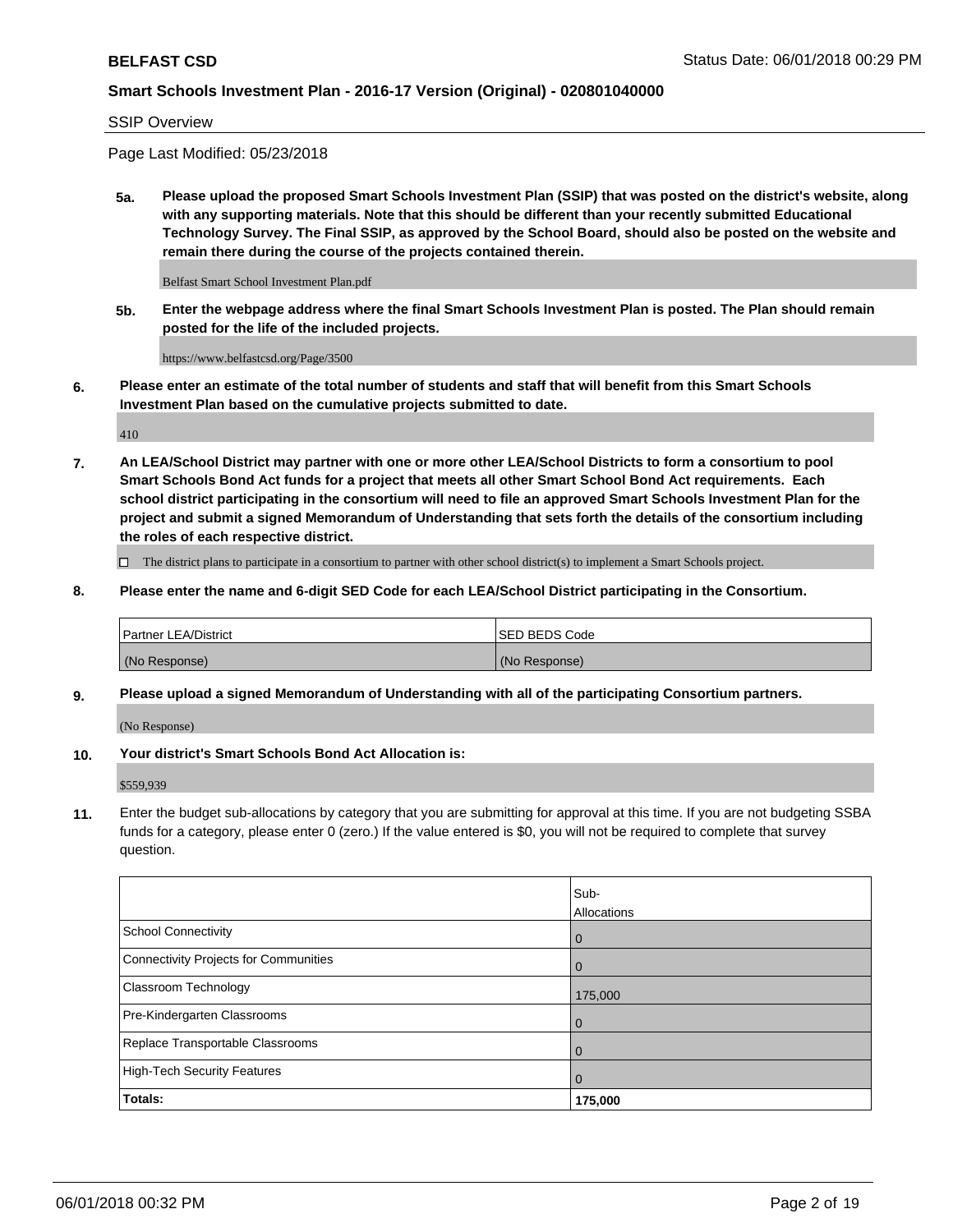SSIP Overview

Page Last Modified: 05/23/2018

**5a. Please upload the proposed Smart Schools Investment Plan (SSIP) that was posted on the district's website, along with any supporting materials. Note that this should be different than your recently submitted Educational Technology Survey. The Final SSIP, as approved by the School Board, should also be posted on the website and remain there during the course of the projects contained therein.**

Belfast Smart School Investment Plan.pdf

**5b. Enter the webpage address where the final Smart Schools Investment Plan is posted. The Plan should remain posted for the life of the included projects.**

https://www.belfastcsd.org/Page/3500

**6. Please enter an estimate of the total number of students and staff that will benefit from this Smart Schools Investment Plan based on the cumulative projects submitted to date.**

410

**7. An LEA/School District may partner with one or more other LEA/School Districts to form a consortium to pool Smart Schools Bond Act funds for a project that meets all other Smart School Bond Act requirements. Each school district participating in the consortium will need to file an approved Smart Schools Investment Plan for the project and submit a signed Memorandum of Understanding that sets forth the details of the consortium including the roles of each respective district.**

☐ The district plans to participate in a consortium to partner with other school district(s) to implement a Smart Schools project.

**8. Please enter the name and 6-digit SED Code for each LEA/School District participating in the Consortium.**

| Partner LEA/District | SED BEDS Code |
|---|---|
| (No Response) | (No Response) |

**9. Please upload a signed Memorandum of Understanding with all of the participating Consortium partners.**

(No Response)

**10. Your district's Smart Schools Bond Act Allocation is:**

$559,939

**11.** Enter the budget sub-allocations by category that you are submitting for approval at this time. If you are not budgeting SSBA funds for a category, please enter 0 (zero.) If the value entered is $0, you will not be required to complete that survey question.

| | Sub-Allocations |
|---|---|
| School Connectivity | 0 |
| Connectivity Projects for Communities | 0 |
| Classroom Technology | 175,000 |
| Pre-Kindergarten Classrooms | 0 |
| Replace Transportable Classrooms | 0 |
| High-Tech Security Features | 0 |
| **Totals:** | **175,000** |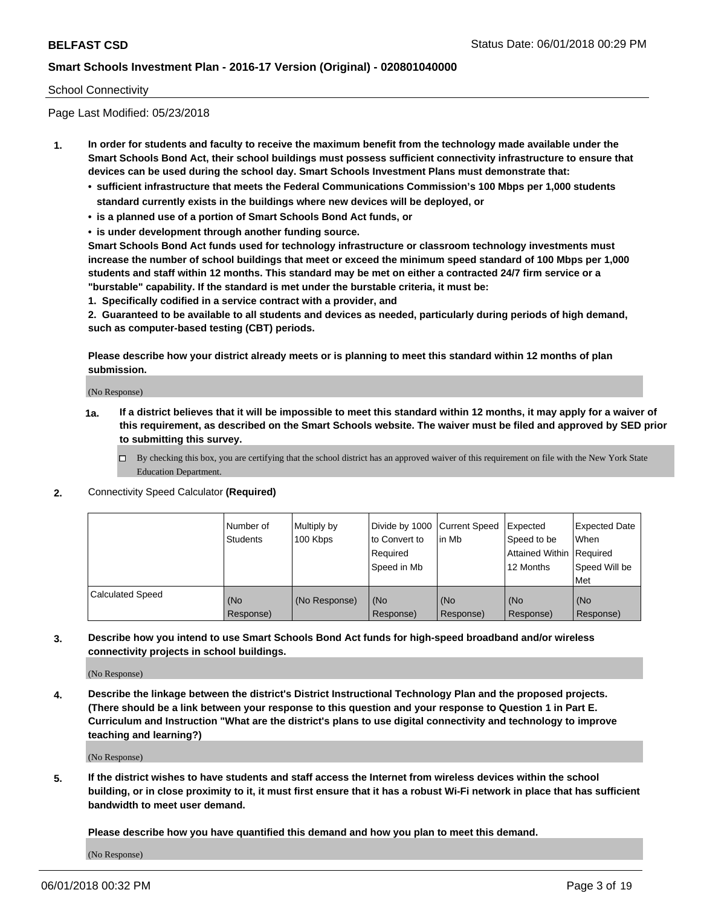School Connectivity

Page Last Modified: 05/23/2018

**1. In order for students and faculty to receive the maximum benefit from the technology made available under the Smart Schools Bond Act, their school buildings must possess sufficient connectivity infrastructure to ensure that devices can be used during the school day. Smart Schools Investment Plans must demonstrate that:**

- **sufficient infrastructure that meets the Federal Communications Commission's 100 Mbps per 1,000 students standard currently exists in the buildings where new devices will be deployed, or**
- **is a planned use of a portion of Smart Schools Bond Act funds, or**
- **is under development through another funding source.**

**Smart Schools Bond Act funds used for technology infrastructure or classroom technology investments must increase the number of school buildings that meet or exceed the minimum speed standard of 100 Mbps per 1,000 students and staff within 12 months. This standard may be met on either a contracted 24/7 firm service or a "burstable" capability. If the standard is met under the burstable criteria, it must be:**

**1. Specifically codified in a service contract with a provider, and**

**2. Guaranteed to be available to all students and devices as needed, particularly during periods of high demand, such as computer-based testing (CBT) periods.**

**Please describe how your district already meets or is planning to meet this standard within 12 months of plan submission.**

(No Response)

**1a. If a district believes that it will be impossible to meet this standard within 12 months, it may apply for a waiver of this requirement, as described on the Smart Schools website. The waiver must be filed and approved by SED prior to submitting this survey.**

☐ By checking this box, you are certifying that the school district has an approved waiver of this requirement on file with the New York State Education Department.

**2.** Connectivity Speed Calculator **(Required)**

| | Number of Students | Multiply by 100 Kbps | Divide by 1000 to Convert to Required Speed in Mb | Current Speed in Mb | Expected Speed to be Attained Within 12 Months | Expected Date When Required Speed Will be Met |
|---|---|---|---|---|---|---|
| Calculated Speed | (No Response) | (No Response) | (No Response) | (No Response) | (No Response) | (No Response) |

**3. Describe how you intend to use Smart Schools Bond Act funds for high-speed broadband and/or wireless connectivity projects in school buildings.**

(No Response)

**4. Describe the linkage between the district's District Instructional Technology Plan and the proposed projects. (There should be a link between your response to this question and your response to Question 1 in Part E. Curriculum and Instruction "What are the district's plans to use digital connectivity and technology to improve teaching and learning?)**

(No Response)

**5. If the district wishes to have students and staff access the Internet from wireless devices within the school building, or in close proximity to it, it must first ensure that it has a robust Wi-Fi network in place that has sufficient bandwidth to meet user demand.**

**Please describe how you have quantified this demand and how you plan to meet this demand.**

(No Response)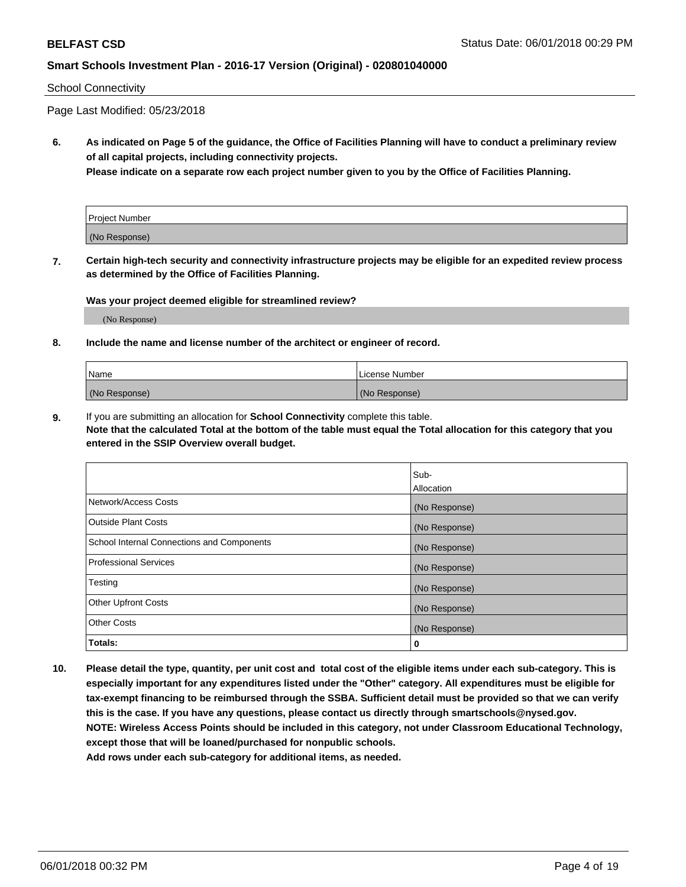School Connectivity

Page Last Modified: 05/23/2018

**6. As indicated on Page 5 of the guidance, the Office of Facilities Planning will have to conduct a preliminary review of all capital projects, including connectivity projects.**
**Please indicate on a separate row each project number given to you by the Office of Facilities Planning.**

| Project Number |
| --- |
| (No Response) |

**7. Certain high-tech security and connectivity infrastructure projects may be eligible for an expedited review process as determined by the Office of Facilities Planning.**

**Was your project deemed eligible for streamlined review?**

(No Response)

**8. Include the name and license number of the architect or engineer of record.**

| Name | License Number |
| --- | --- |
| (No Response) | (No Response) |

**9.** If you are submitting an allocation for **School Connectivity** complete this table.
**Note that the calculated Total at the bottom of the table must equal the Total allocation for this category that you entered in the SSIP Overview overall budget.**

| | Sub-Allocation |
| --- | --- |
| Network/Access Costs | (No Response) |
| Outside Plant Costs | (No Response) |
| School Internal Connections and Components | (No Response) |
| Professional Services | (No Response) |
| Testing | (No Response) |
| Other Upfront Costs | (No Response) |
| Other Costs | (No Response) |
| **Totals:** | **0** |

**10. Please detail the type, quantity, per unit cost and total cost of the eligible items under each sub-category. This is especially important for any expenditures listed under the "Other" category. All expenditures must be eligible for tax-exempt financing to be reimbursed through the SSBA. Sufficient detail must be provided so that we can verify this is the case. If you have any questions, please contact us directly through smartschools@nysed.gov.**
**NOTE: Wireless Access Points should be included in this category, not under Classroom Educational Technology, except those that will be loaned/purchased for nonpublic schools.**
**Add rows under each sub-category for additional items, as needed.**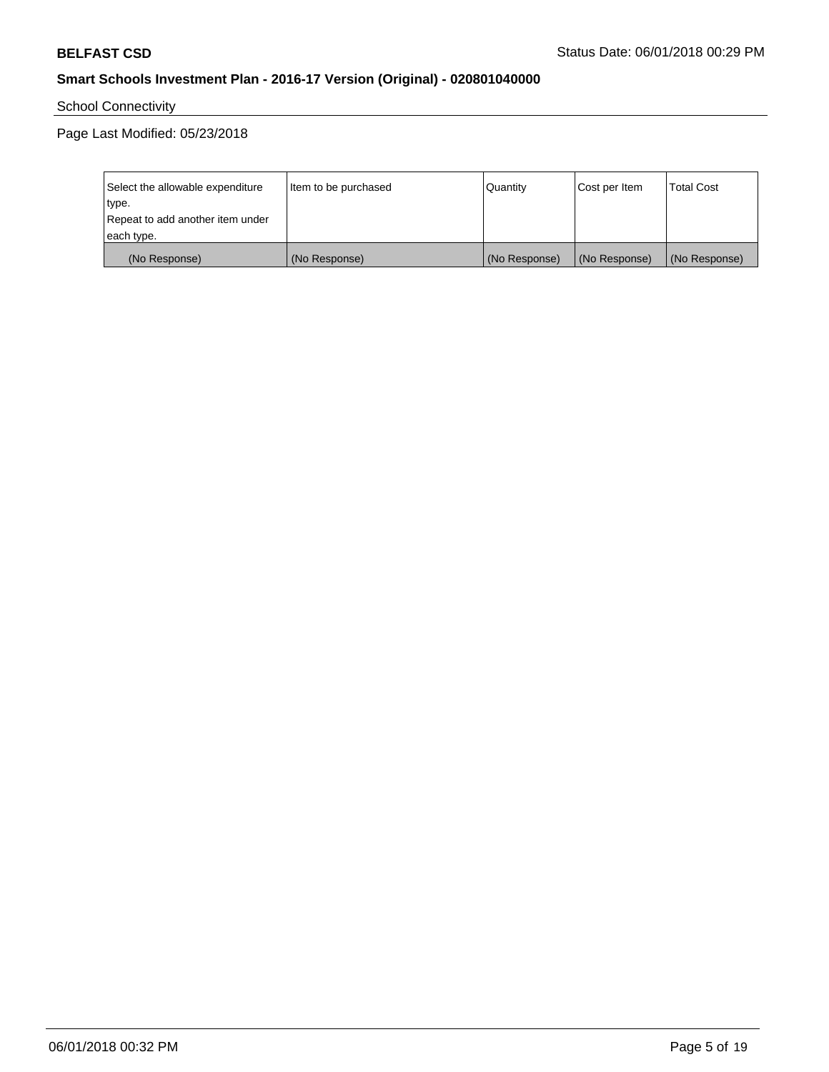School Connectivity

Page Last Modified: 05/23/2018

| Select the allowable expenditure type. Repeat to add another item under each type. | Item to be purchased | Quantity | Cost per Item | Total Cost |
|---|---|---|---|---|
| (No Response) | (No Response) | (No Response) | (No Response) | (No Response) |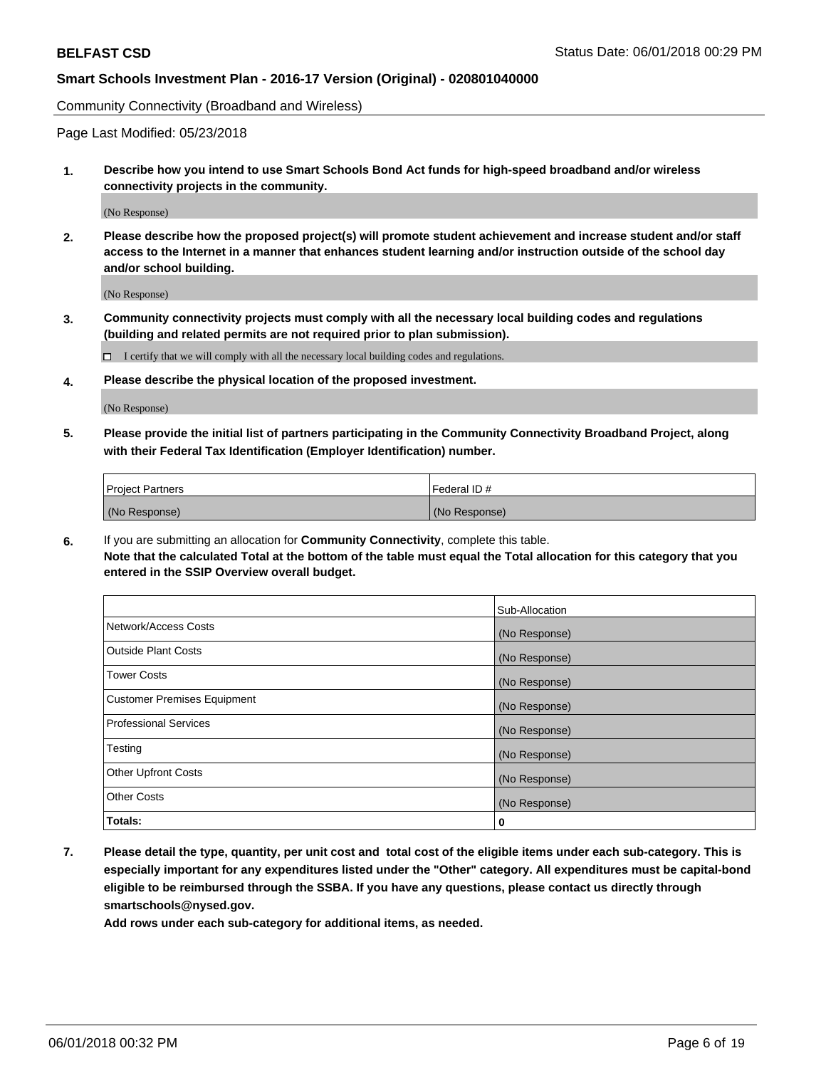Community Connectivity (Broadband and Wireless)

Page Last Modified: 05/23/2018

**1. Describe how you intend to use Smart Schools Bond Act funds for high-speed broadband and/or wireless connectivity projects in the community.**

(No Response)

**2. Please describe how the proposed project(s) will promote student achievement and increase student and/or staff access to the Internet in a manner that enhances student learning and/or instruction outside of the school day and/or school building.**

(No Response)

**3. Community connectivity projects must comply with all the necessary local building codes and regulations (building and related permits are not required prior to plan submission).**

☐ I certify that we will comply with all the necessary local building codes and regulations.

**4. Please describe the physical location of the proposed investment.**

(No Response)

**5. Please provide the initial list of partners participating in the Community Connectivity Broadband Project, along with their Federal Tax Identification (Employer Identification) number.**

| Project Partners | Federal ID # |
| --- | --- |
| (No Response) | (No Response) |

**6.** If you are submitting an allocation for **Community Connectivity**, complete this table.
**Note that the calculated Total at the bottom of the table must equal the Total allocation for this category that you entered in the SSIP Overview overall budget.**

| | Sub-Allocation |
| --- | --- |
| Network/Access Costs | (No Response) |
| Outside Plant Costs | (No Response) |
| Tower Costs | (No Response) |
| Customer Premises Equipment | (No Response) |
| Professional Services | (No Response) |
| Testing | (No Response) |
| Other Upfront Costs | (No Response) |
| Other Costs | (No Response) |
| **Totals:** | **0** |

**7. Please detail the type, quantity, per unit cost and total cost of the eligible items under each sub-category. This is especially important for any expenditures listed under the "Other" category. All expenditures must be capital-bond eligible to be reimbursed through the SSBA. If you have any questions, please contact us directly through smartschools@nysed.gov.**

**Add rows under each sub-category for additional items, as needed.**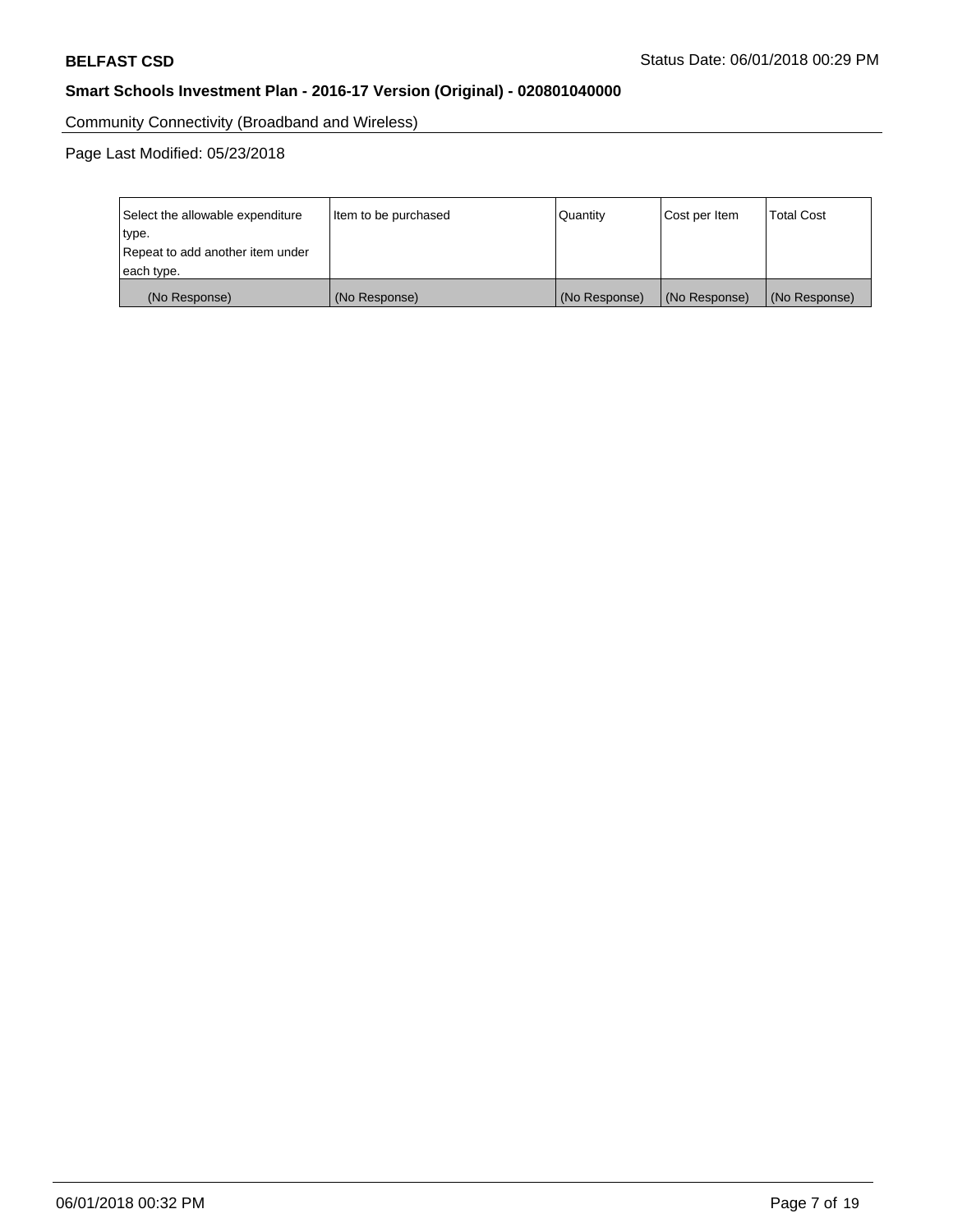Community Connectivity (Broadband and Wireless)

Page Last Modified: 05/23/2018

| Select the allowable expenditure type. Repeat to add another item under each type. | Item to be purchased | Quantity | Cost per Item | Total Cost |
| --- | --- | --- | --- | --- |
| (No Response) | (No Response) | (No Response) | (No Response) | (No Response) |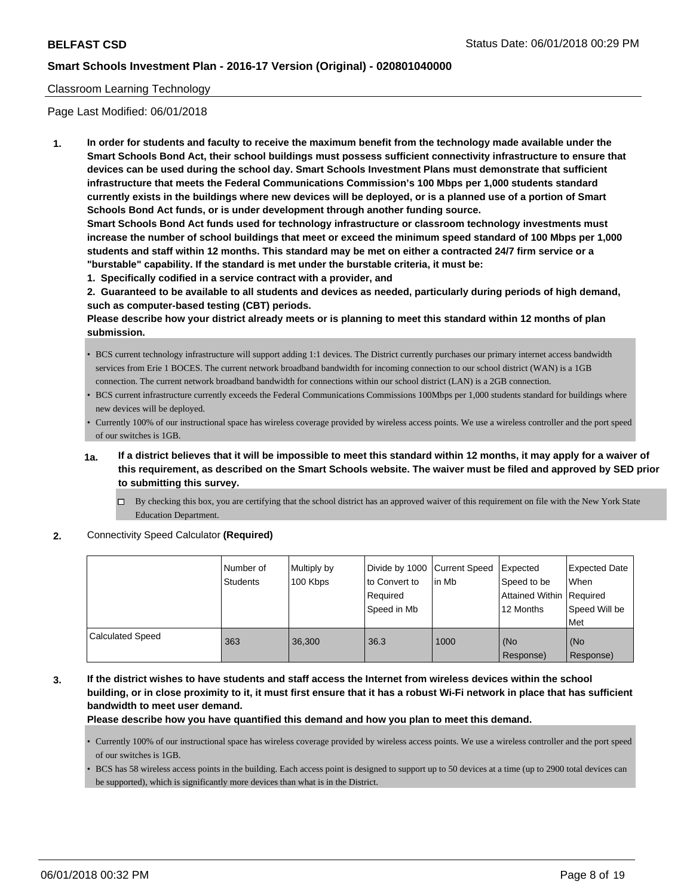## Classroom Learning Technology

Page Last Modified: 06/01/2018

**1. In order for students and faculty to receive the maximum benefit from the technology made available under the Smart Schools Bond Act, their school buildings must possess sufficient connectivity infrastructure to ensure that devices can be used during the school day. Smart Schools Investment Plans must demonstrate that sufficient infrastructure that meets the Federal Communications Commission's 100 Mbps per 1,000 students standard currently exists in the buildings where new devices will be deployed, or is a planned use of a portion of Smart Schools Bond Act funds, or is under development through another funding source.**

**Smart Schools Bond Act funds used for technology infrastructure or classroom technology investments must increase the number of school buildings that meet or exceed the minimum speed standard of 100 Mbps per 1,000 students and staff within 12 months. This standard may be met on either a contracted 24/7 firm service or a "burstable" capability. If the standard is met under the burstable criteria, it must be:**

**1. Specifically codified in a service contract with a provider, and**

**2. Guaranteed to be available to all students and devices as needed, particularly during periods of high demand, such as computer-based testing (CBT) periods.**

**Please describe how your district already meets or is planning to meet this standard within 12 months of plan submission.**

- BCS current technology infrastructure will support adding 1:1 devices. The District currently purchases our primary internet access bandwidth services from Erie 1 BOCES. The current network broadband bandwidth for incoming connection to our school district (WAN) is a 1GB connection. The current network broadband bandwidth for connections within our school district (LAN) is a 2GB connection.
- BCS current infrastructure currently exceeds the Federal Communications Commissions 100Mbps per 1,000 students standard for buildings where new devices will be deployed.
- Currently 100% of our instructional space has wireless coverage provided by wireless access points. We use a wireless controller and the port speed of our switches is 1GB.

**1a. If a district believes that it will be impossible to meet this standard within 12 months, it may apply for a waiver of this requirement, as described on the Smart Schools website. The waiver must be filed and approved by SED prior to submitting this survey.**

☐ By checking this box, you are certifying that the school district has an approved waiver of this requirement on file with the New York State Education Department.

**2.** Connectivity Speed Calculator **(Required)**

| | Number of Students | Multiply by 100 Kbps | Divide by 1000 to Convert to Required Speed in Mb | Current Speed in Mb | Expected Speed to be Attained Within 12 Months | Expected Date When Required Speed Will be Met |
|---|---|---|---|---|---|---|
| Calculated Speed | 363 | 36,300 | 36.3 | 1000 | (No Response) | (No Response) |

**3. If the district wishes to have students and staff access the Internet from wireless devices within the school building, or in close proximity to it, it must first ensure that it has a robust Wi-Fi network in place that has sufficient bandwidth to meet user demand.**

**Please describe how you have quantified this demand and how you plan to meet this demand.**

- Currently 100% of our instructional space has wireless coverage provided by wireless access points. We use a wireless controller and the port speed of our switches is 1GB.
- BCS has 58 wireless access points in the building. Each access point is designed to support up to 50 devices at a time (up to 2900 total devices can be supported), which is significantly more devices than what is in the District.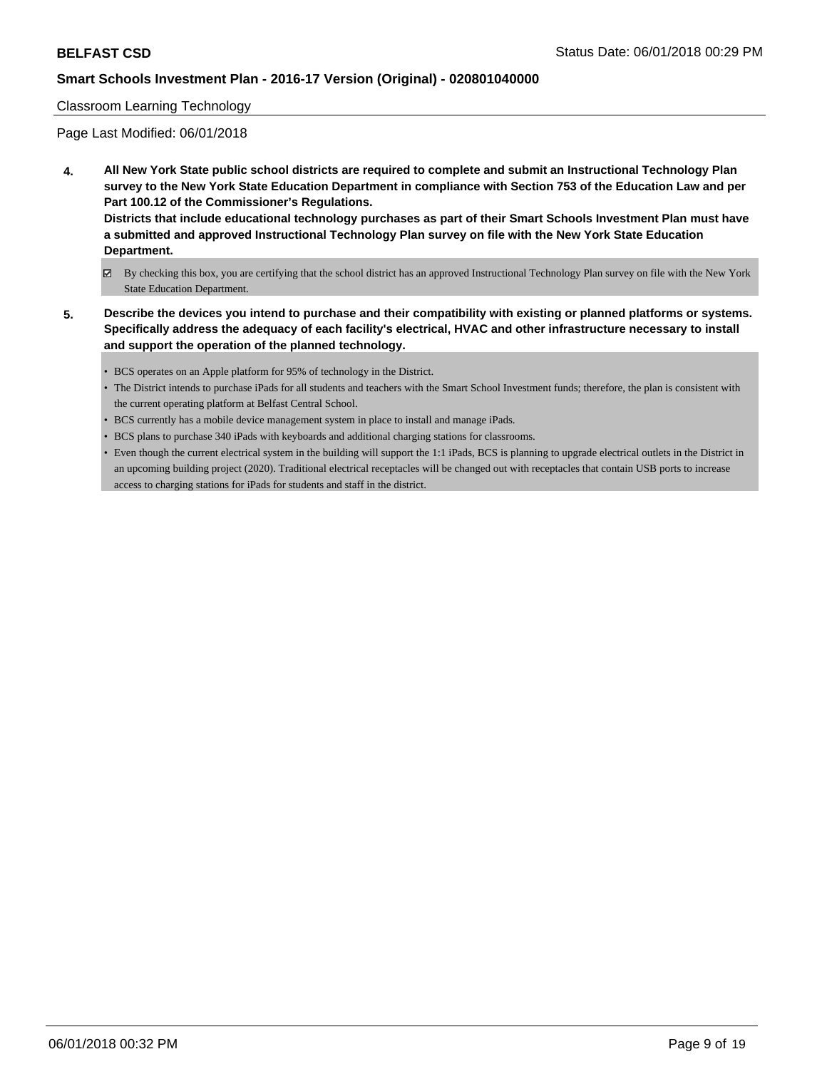Classroom Learning Technology

Page Last Modified: 06/01/2018

**4. All New York State public school districts are required to complete and submit an Instructional Technology Plan survey to the New York State Education Department in compliance with Section 753 of the Education Law and per Part 100.12 of the Commissioner's Regulations.**
**Districts that include educational technology purchases as part of their Smart Schools Investment Plan must have a submitted and approved Instructional Technology Plan survey on file with the New York State Education Department.**

☑ By checking this box, you are certifying that the school district has an approved Instructional Technology Plan survey on file with the New York State Education Department.

**5. Describe the devices you intend to purchase and their compatibility with existing or planned platforms or systems. Specifically address the adequacy of each facility's electrical, HVAC and other infrastructure necessary to install and support the operation of the planned technology.**

- BCS operates on an Apple platform for 95% of technology in the District.
- The District intends to purchase iPads for all students and teachers with the Smart School Investment funds; therefore, the plan is consistent with the current operating platform at Belfast Central School.
- BCS currently has a mobile device management system in place to install and manage iPads.
- BCS plans to purchase 340 iPads with keyboards and additional charging stations for classrooms.
- Even though the current electrical system in the building will support the 1:1 iPads, BCS is planning to upgrade electrical outlets in the District in an upcoming building project (2020). Traditional electrical receptacles will be changed out with receptacles that contain USB ports to increase access to charging stations for iPads for students and staff in the district.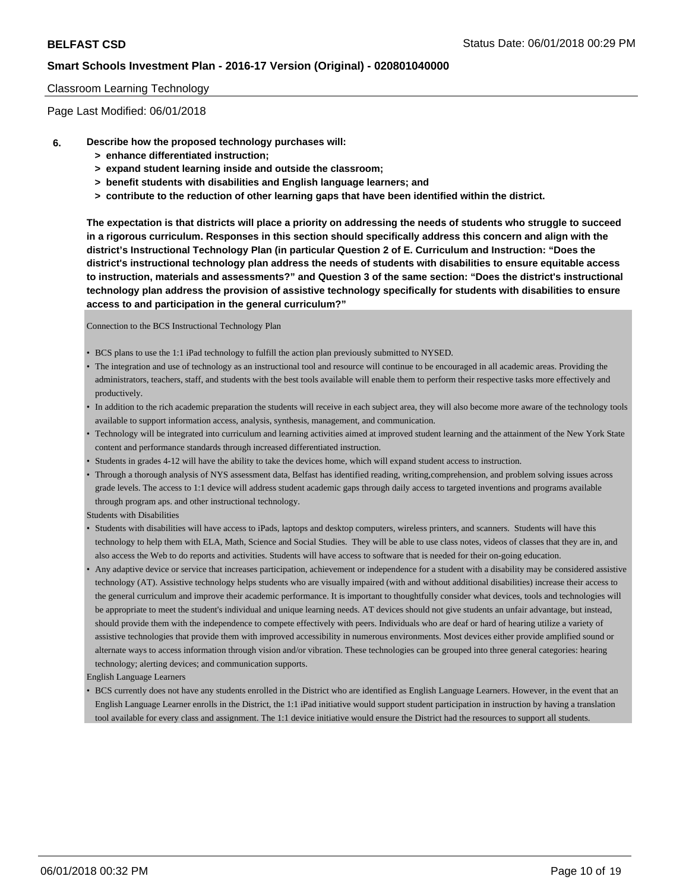### Classroom Learning Technology

Page Last Modified: 06/01/2018

**6. Describe how the proposed technology purchases will:**
- **> enhance differentiated instruction;**
- **> expand student learning inside and outside the classroom;**
- **> benefit students with disabilities and English language learners; and**
- **> contribute to the reduction of other learning gaps that have been identified within the district.**

**The expectation is that districts will place a priority on addressing the needs of students who struggle to succeed in a rigorous curriculum. Responses in this section should specifically address this concern and align with the district's Instructional Technology Plan (in particular Question 2 of E. Curriculum and Instruction: "Does the district's instructional technology plan address the needs of students with disabilities to ensure equitable access to instruction, materials and assessments?" and Question 3 of the same section: "Does the district's instructional technology plan address the provision of assistive technology specifically for students with disabilities to ensure access to and participation in the general curriculum?"**

Connection to the BCS Instructional Technology Plan

- BCS plans to use the 1:1 iPad technology to fulfill the action plan previously submitted to NYSED.
- The integration and use of technology as an instructional tool and resource will continue to be encouraged in all academic areas. Providing the administrators, teachers, staff, and students with the best tools available will enable them to perform their respective tasks more effectively and productively.
- In addition to the rich academic preparation the students will receive in each subject area, they will also become more aware of the technology tools available to support information access, analysis, synthesis, management, and communication.
- Technology will be integrated into curriculum and learning activities aimed at improved student learning and the attainment of the New York State content and performance standards through increased differentiated instruction.
- Students in grades 4-12 will have the ability to take the devices home, which will expand student access to instruction.
- Through a thorough analysis of NYS assessment data, Belfast has identified reading, writing,comprehension, and problem solving issues across grade levels. The access to 1:1 device will address student academic gaps through daily access to targeted inventions and programs available through program aps. and other instructional technology.

Students with Disabilities

- Students with disabilities will have access to iPads, laptops and desktop computers, wireless printers, and scanners. Students will have this technology to help them with ELA, Math, Science and Social Studies. They will be able to use class notes, videos of classes that they are in, and also access the Web to do reports and activities. Students will have access to software that is needed for their on-going education.
- Any adaptive device or service that increases participation, achievement or independence for a student with a disability may be considered assistive technology (AT). Assistive technology helps students who are visually impaired (with and without additional disabilities) increase their access to the general curriculum and improve their academic performance. It is important to thoughtfully consider what devices, tools and technologies will be appropriate to meet the student's individual and unique learning needs. AT devices should not give students an unfair advantage, but instead, should provide them with the independence to compete effectively with peers. Individuals who are deaf or hard of hearing utilize a variety of assistive technologies that provide them with improved accessibility in numerous environments. Most devices either provide amplified sound or alternate ways to access information through vision and/or vibration. These technologies can be grouped into three general categories: hearing technology; alerting devices; and communication supports.

English Language Learners

- BCS currently does not have any students enrolled in the District who are identified as English Language Learners. However, in the event that an English Language Learner enrolls in the District, the 1:1 iPad initiative would support student participation in instruction by having a translation tool available for every class and assignment. The 1:1 device initiative would ensure the District had the resources to support all students.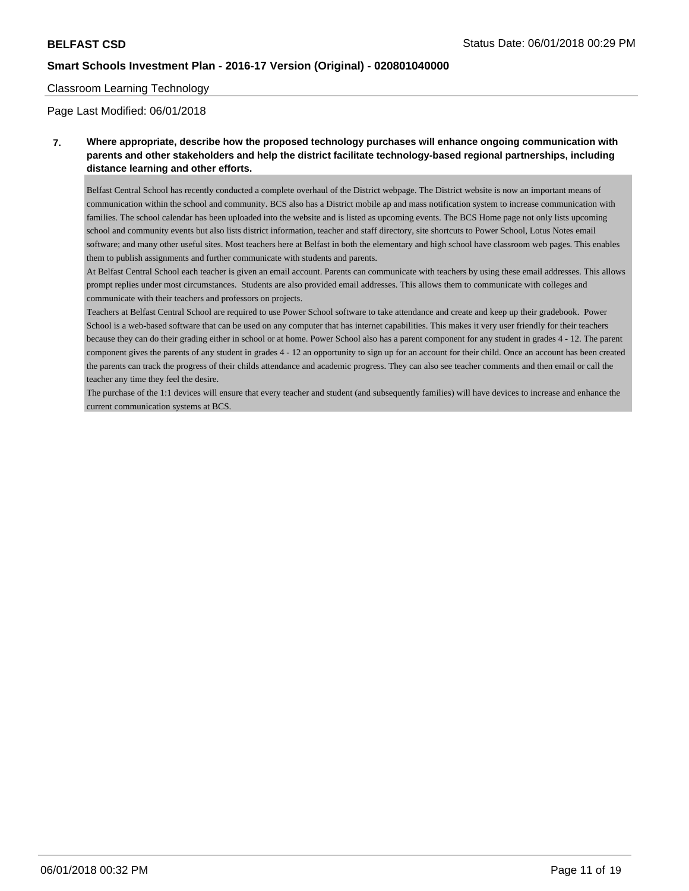Classroom Learning Technology

Page Last Modified: 06/01/2018

**7. Where appropriate, describe how the proposed technology purchases will enhance ongoing communication with parents and other stakeholders and help the district facilitate technology-based regional partnerships, including distance learning and other efforts.**

Belfast Central School has recently conducted a complete overhaul of the District webpage. The District website is now an important means of communication within the school and community. BCS also has a District mobile ap and mass notification system to increase communication with families. The school calendar has been uploaded into the website and is listed as upcoming events. The BCS Home page not only lists upcoming school and community events but also lists district information, teacher and staff directory, site shortcuts to Power School, Lotus Notes email software; and many other useful sites. Most teachers here at Belfast in both the elementary and high school have classroom web pages. This enables them to publish assignments and further communicate with students and parents.

At Belfast Central School each teacher is given an email account. Parents can communicate with teachers by using these email addresses. This allows prompt replies under most circumstances. Students are also provided email addresses. This allows them to communicate with colleges and communicate with their teachers and professors on projects.

Teachers at Belfast Central School are required to use Power School software to take attendance and create and keep up their gradebook. Power School is a web-based software that can be used on any computer that has internet capabilities. This makes it very user friendly for their teachers because they can do their grading either in school or at home. Power School also has a parent component for any student in grades 4 - 12. The parent component gives the parents of any student in grades 4 - 12 an opportunity to sign up for an account for their child. Once an account has been created the parents can track the progress of their childs attendance and academic progress. They can also see teacher comments and then email or call the teacher any time they feel the desire.

The purchase of the 1:1 devices will ensure that every teacher and student (and subsequently families) will have devices to increase and enhance the current communication systems at BCS.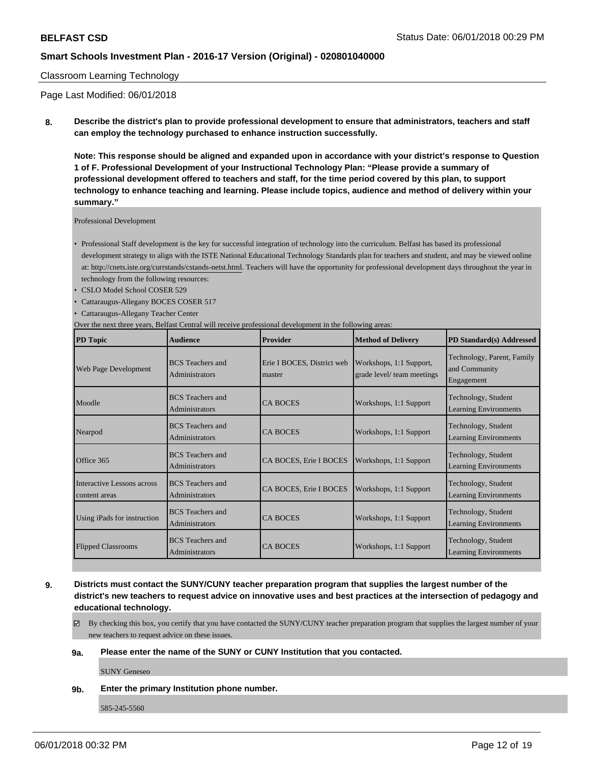Classroom Learning Technology

Page Last Modified: 06/01/2018

**8. Describe the district's plan to provide professional development to ensure that administrators, teachers and staff can employ the technology purchased to enhance instruction successfully.**

**Note: This response should be aligned and expanded upon in accordance with your district's response to Question 1 of F. Professional Development of your Instructional Technology Plan: "Please provide a summary of professional development offered to teachers and staff, for the time period covered by this plan, to support technology to enhance teaching and learning. Please include topics, audience and method of delivery within your summary."**

Professional Development

- Professional Staff development is the key for successful integration of technology into the curriculum. Belfast has based its professional development strategy to align with the ISTE National Educational Technology Standards plan for teachers and student, and may be viewed online at: http://cnets.iste.org/currstands/cstands-netst.html. Teachers will have the opportunity for professional development days throughout the year in technology from the following resources:
- CSLO Model School COSER 529
- Cattaraugus-Allegany BOCES COSER 517
- Cattaraugus-Allegany Teacher Center

Over the next three years, Belfast Central will receive professional development in the following areas:

| PD Topic | Audience | Provider | Method of Delivery | PD Standard(s) Addressed |
|---|---|---|---|---|
| Web Page Development | BCS Teachers and Administrators | Erie I BOCES, District web master | Workshops, 1:1 Support, grade level/ team meetings | Technology, Parent, Family and Community Engagement |
| Moodle | BCS Teachers and Administrators | CA BOCES | Workshops, 1:1 Support | Technology, Student Learning Environments |
| Nearpod | BCS Teachers and Administrators | CA BOCES | Workshops, 1:1 Support | Technology, Student Learning Environments |
| Office 365 | BCS Teachers and Administrators | CA BOCES, Erie I BOCES | Workshops, 1:1 Support | Technology, Student Learning Environments |
| Interactive Lessons across content areas | BCS Teachers and Administrators | CA BOCES, Erie I BOCES | Workshops, 1:1 Support | Technology, Student Learning Environments |
| Using iPads for instruction | BCS Teachers and Administrators | CA BOCES | Workshops, 1:1 Support | Technology, Student Learning Environments |
| Flipped Classrooms | BCS Teachers and Administrators | CA BOCES | Workshops, 1:1 Support | Technology, Student Learning Environments |

**9. Districts must contact the SUNY/CUNY teacher preparation program that supplies the largest number of the district's new teachers to request advice on innovative uses and best practices at the intersection of pedagogy and educational technology.**

☑ By checking this box, you certify that you have contacted the SUNY/CUNY teacher preparation program that supplies the largest number of your new teachers to request advice on these issues.

**9a. Please enter the name of the SUNY or CUNY Institution that you contacted.**

SUNY Geneseo

**9b. Enter the primary Institution phone number.**

585-245-5560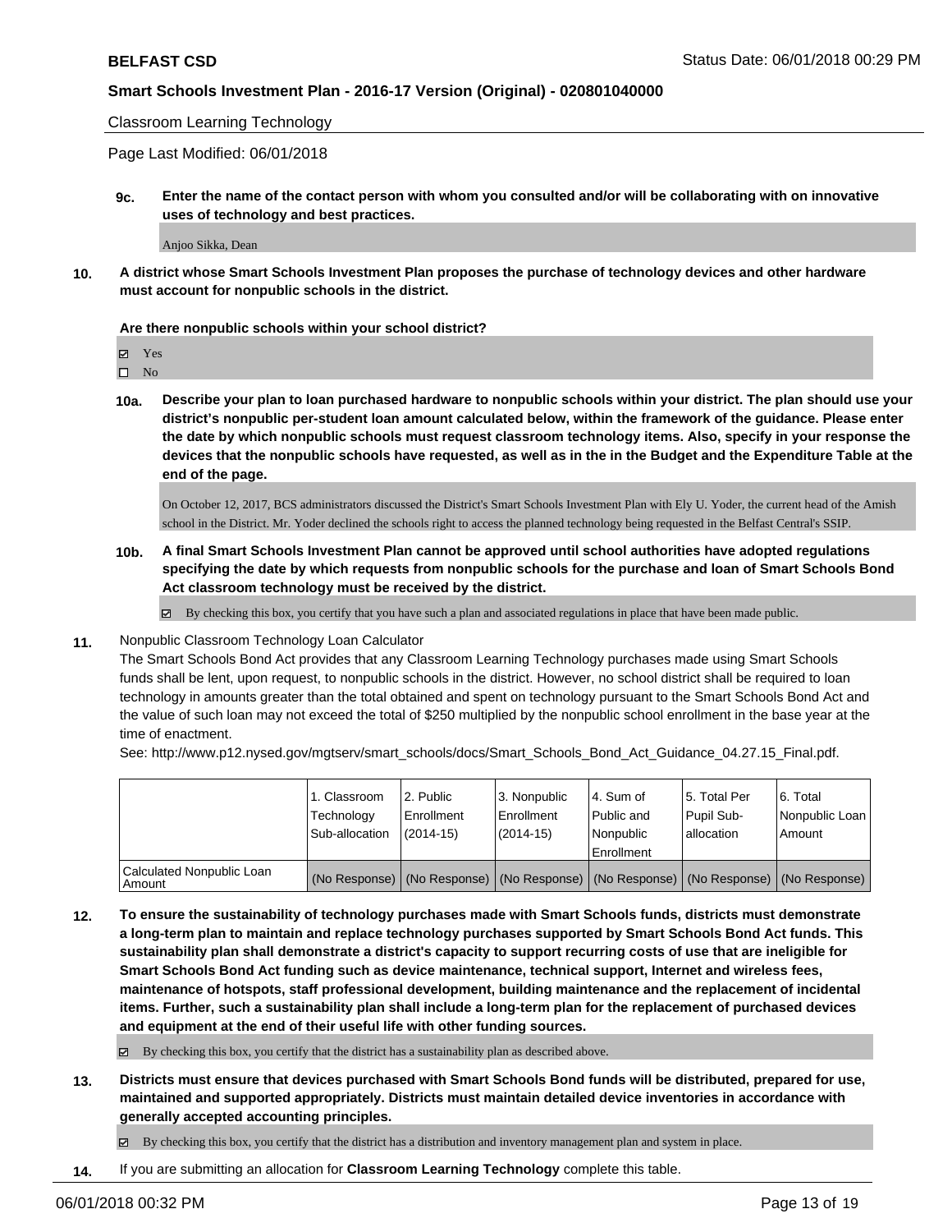Classroom Learning Technology

Page Last Modified: 06/01/2018

**9c. Enter the name of the contact person with whom you consulted and/or will be collaborating with on innovative uses of technology and best practices.**

Anjoo Sikka, Dean

**10. A district whose Smart Schools Investment Plan proposes the purchase of technology devices and other hardware must account for nonpublic schools in the district.**

**Are there nonpublic schools within your school district?**

☑ Yes
☐ No

**10a. Describe your plan to loan purchased hardware to nonpublic schools within your district. The plan should use your district's nonpublic per-student loan amount calculated below, within the framework of the guidance. Please enter the date by which nonpublic schools must request classroom technology items. Also, specify in your response the devices that the nonpublic schools have requested, as well as in the in the Budget and the Expenditure Table at the end of the page.**

On October 12, 2017, BCS administrators discussed the District's Smart Schools Investment Plan with Ely U. Yoder, the current head of the Amish school in the District. Mr. Yoder declined the schools right to access the planned technology being requested in the Belfast Central's SSIP.

**10b. A final Smart Schools Investment Plan cannot be approved until school authorities have adopted regulations specifying the date by which requests from nonpublic schools for the purchase and loan of Smart Schools Bond Act classroom technology must be received by the district.**

☑ By checking this box, you certify that you have such a plan and associated regulations in place that have been made public.

**11.** Nonpublic Classroom Technology Loan Calculator

The Smart Schools Bond Act provides that any Classroom Learning Technology purchases made using Smart Schools funds shall be lent, upon request, to nonpublic schools in the district. However, no school district shall be required to loan technology in amounts greater than the total obtained and spent on technology pursuant to the Smart Schools Bond Act and the value of such loan may not exceed the total of $250 multiplied by the nonpublic school enrollment in the base year at the time of enactment.

See: http://www.p12.nysed.gov/mgtserv/smart_schools/docs/Smart_Schools_Bond_Act_Guidance_04.27.15_Final.pdf.

| | 1. Classroom Technology Sub-allocation | 2. Public Enrollment (2014-15) | 3. Nonpublic Enrollment (2014-15) | 4. Sum of Public and Nonpublic Enrollment | 5. Total Per Pupil Sub-allocation | 6. Total Nonpublic Loan Amount |
|---|---|---|---|---|---|---|
| Calculated Nonpublic Loan Amount | (No Response) | (No Response) | (No Response) | (No Response) | (No Response) | (No Response) |

**12. To ensure the sustainability of technology purchases made with Smart Schools funds, districts must demonstrate a long-term plan to maintain and replace technology purchases supported by Smart Schools Bond Act funds. This sustainability plan shall demonstrate a district's capacity to support recurring costs of use that are ineligible for Smart Schools Bond Act funding such as device maintenance, technical support, Internet and wireless fees, maintenance of hotspots, staff professional development, building maintenance and the replacement of incidental items. Further, such a sustainability plan shall include a long-term plan for the replacement of purchased devices and equipment at the end of their useful life with other funding sources.**

☑ By checking this box, you certify that the district has a sustainability plan as described above.

**13. Districts must ensure that devices purchased with Smart Schools Bond funds will be distributed, prepared for use, maintained and supported appropriately. Districts must maintain detailed device inventories in accordance with generally accepted accounting principles.**

☑ By checking this box, you certify that the district has a distribution and inventory management plan and system in place.

**14.** If you are submitting an allocation for **Classroom Learning Technology** complete this table.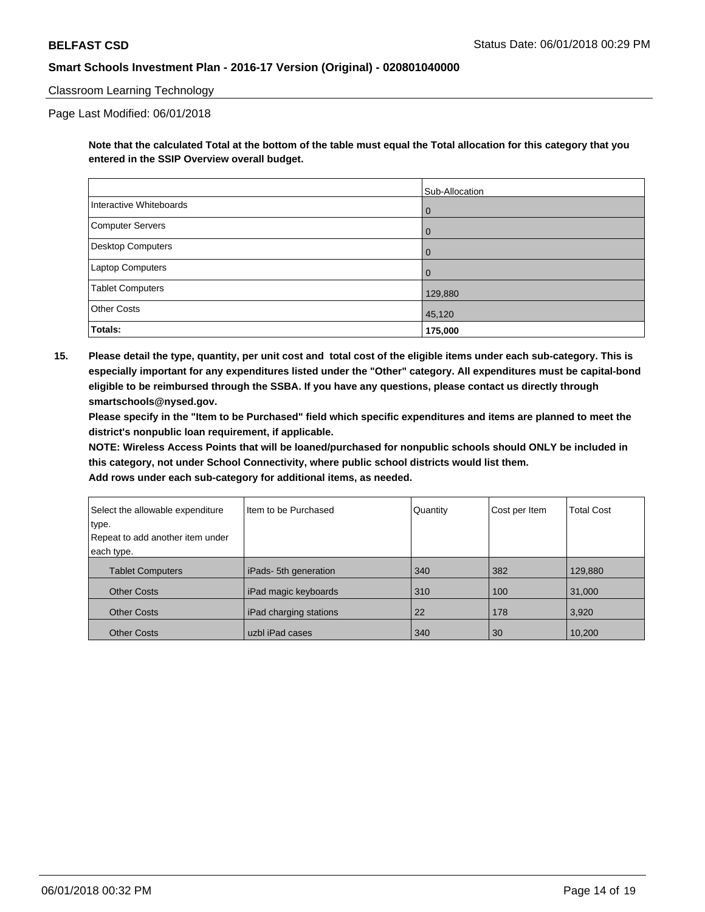Classroom Learning Technology

Page Last Modified: 06/01/2018

**Note that the calculated Total at the bottom of the table must equal the Total allocation for this category that you entered in the SSIP Overview overall budget.**

| | Sub-Allocation |
|---|---|
| Interactive Whiteboards | 0 |
| Computer Servers | 0 |
| Desktop Computers | 0 |
| Laptop Computers | 0 |
| Tablet Computers | 129,880 |
| Other Costs | 45,120 |
| **Totals:** | **175,000** |

**15. Please detail the type, quantity, per unit cost and total cost of the eligible items under each sub-category. This is especially important for any expenditures listed under the "Other" category. All expenditures must be capital-bond eligible to be reimbursed through the SSBA. If you have any questions, please contact us directly through smartschools@nysed.gov.**

**Please specify in the "Item to be Purchased" field which specific expenditures and items are planned to meet the district's nonpublic loan requirement, if applicable.**

**NOTE: Wireless Access Points that will be loaned/purchased for nonpublic schools should ONLY be included in this category, not under School Connectivity, where public school districts would list them.**

**Add rows under each sub-category for additional items, as needed.**

| Select the allowable expenditure type. Repeat to add another item under each type. | Item to be Purchased | Quantity | Cost per Item | Total Cost |
|---|---|---|---|---|
| Tablet Computers | iPads- 5th generation | 340 | 382 | 129,880 |
| Other Costs | iPad magic keyboards | 310 | 100 | 31,000 |
| Other Costs | iPad charging stations | 22 | 178 | 3,920 |
| Other Costs | uzbl iPad cases | 340 | 30 | 10,200 |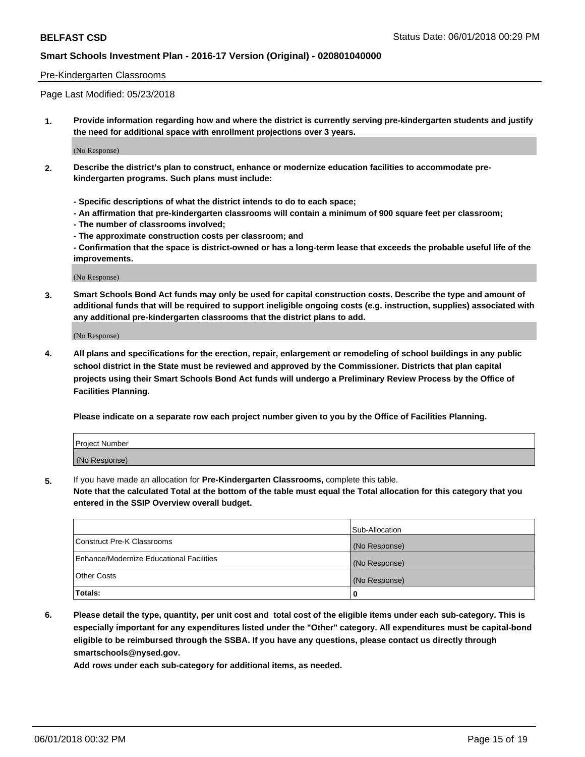Pre-Kindergarten Classrooms

Page Last Modified: 05/23/2018

**1. Provide information regarding how and where the district is currently serving pre-kindergarten students and justify the need for additional space with enrollment projections over 3 years.**

(No Response)

**2. Describe the district's plan to construct, enhance or modernize education facilities to accommodate pre-kindergarten programs. Such plans must include:**

**- Specific descriptions of what the district intends to do to each space;**
**- An affirmation that pre-kindergarten classrooms will contain a minimum of 900 square feet per classroom;**
**- The number of classrooms involved;**
**- The approximate construction costs per classroom; and**
**- Confirmation that the space is district-owned or has a long-term lease that exceeds the probable useful life of the improvements.**

(No Response)

**3. Smart Schools Bond Act funds may only be used for capital construction costs. Describe the type and amount of additional funds that will be required to support ineligible ongoing costs (e.g. instruction, supplies) associated with any additional pre-kindergarten classrooms that the district plans to add.**

(No Response)

**4. All plans and specifications for the erection, repair, enlargement or remodeling of school buildings in any public school district in the State must be reviewed and approved by the Commissioner. Districts that plan capital projects using their Smart Schools Bond Act funds will undergo a Preliminary Review Process by the Office of Facilities Planning.**

**Please indicate on a separate row each project number given to you by the Office of Facilities Planning.**

| Project Number |
|---|
| (No Response) |

**5.** If you have made an allocation for **Pre-Kindergarten Classrooms,** complete this table.
**Note that the calculated Total at the bottom of the table must equal the Total allocation for this category that you entered in the SSIP Overview overall budget.**

| | Sub-Allocation |
|---|---|
| Construct Pre-K Classrooms | (No Response) |
| Enhance/Modernize Educational Facilities | (No Response) |
| Other Costs | (No Response) |
| **Totals:** | **0** |

**6. Please detail the type, quantity, per unit cost and total cost of the eligible items under each sub-category. This is especially important for any expenditures listed under the "Other" category. All expenditures must be capital-bond eligible to be reimbursed through the SSBA. If you have any questions, please contact us directly through smartschools@nysed.gov.**

**Add rows under each sub-category for additional items, as needed.**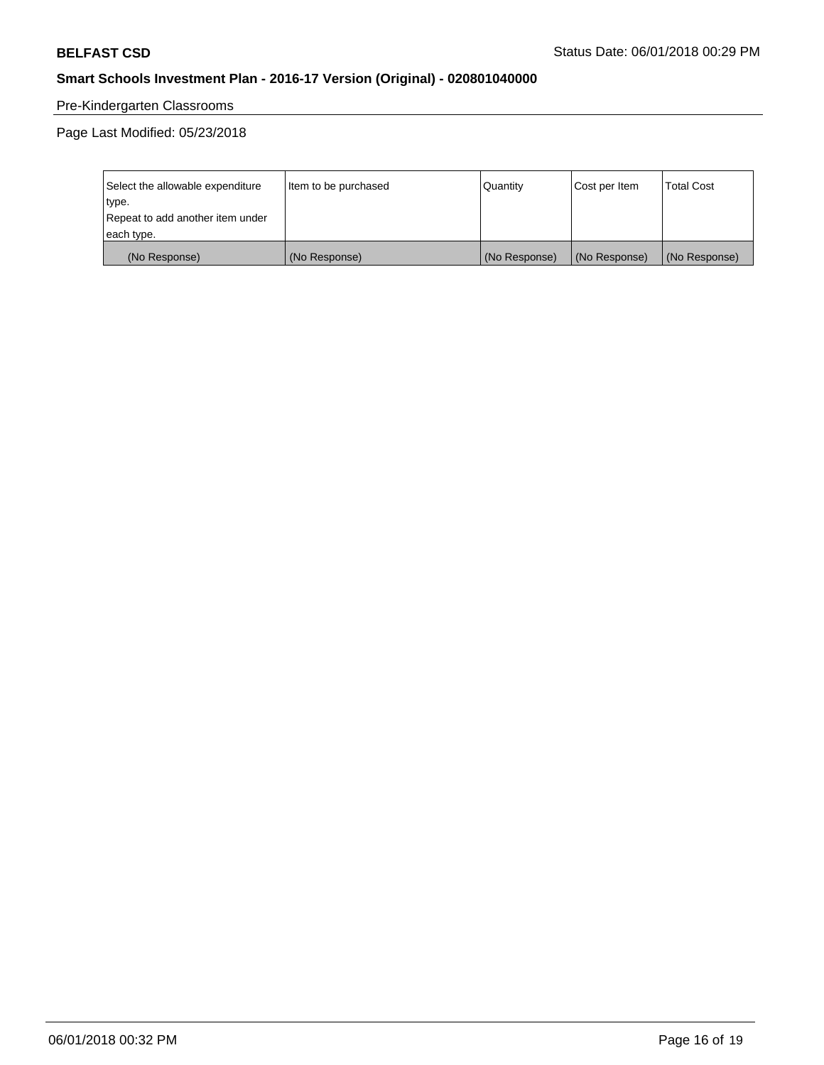Pre-Kindergarten Classrooms

Page Last Modified: 05/23/2018

| Select the allowable expenditure type. Repeat to add another item under each type. | Item to be purchased | Quantity | Cost per Item | Total Cost |
| --- | --- | --- | --- | --- |
| (No Response) | (No Response) | (No Response) | (No Response) | (No Response) |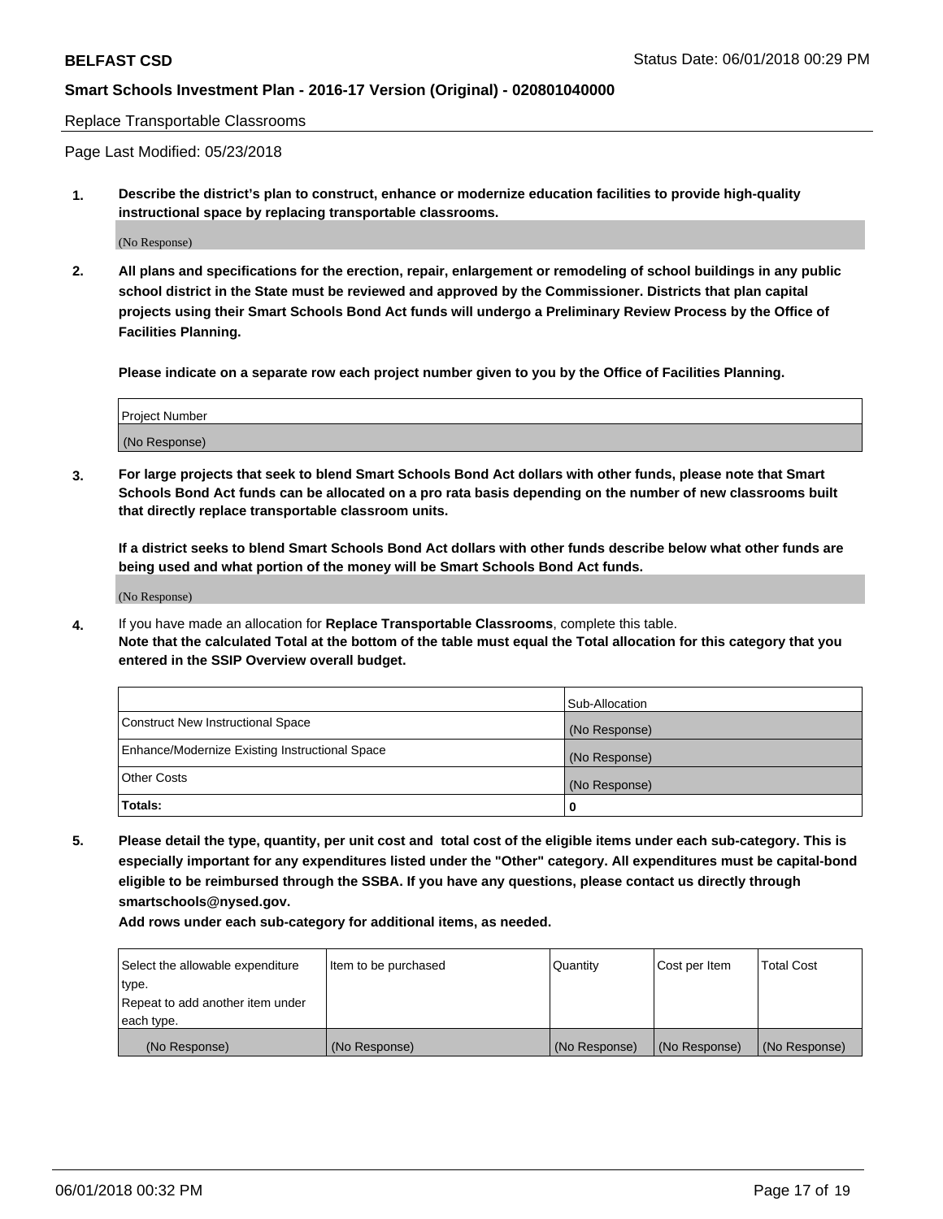Replace Transportable Classrooms

Page Last Modified: 05/23/2018

**1. Describe the district's plan to construct, enhance or modernize education facilities to provide high-quality instructional space by replacing transportable classrooms.**

(No Response)

**2. All plans and specifications for the erection, repair, enlargement or remodeling of school buildings in any public school district in the State must be reviewed and approved by the Commissioner. Districts that plan capital projects using their Smart Schools Bond Act funds will undergo a Preliminary Review Process by the Office of Facilities Planning.**

**Please indicate on a separate row each project number given to you by the Office of Facilities Planning.**

| Project Number |
|---|
| (No Response) |

**3. For large projects that seek to blend Smart Schools Bond Act dollars with other funds, please note that Smart Schools Bond Act funds can be allocated on a pro rata basis depending on the number of new classrooms built that directly replace transportable classroom units.**

**If a district seeks to blend Smart Schools Bond Act dollars with other funds describe below what other funds are being used and what portion of the money will be Smart Schools Bond Act funds.**

(No Response)

**4.** If you have made an allocation for **Replace Transportable Classrooms**, complete this table.
**Note that the calculated Total at the bottom of the table must equal the Total allocation for this category that you entered in the SSIP Overview overall budget.**

| | Sub-Allocation |
|---|---|
| Construct New Instructional Space | (No Response) |
| Enhance/Modernize Existing Instructional Space | (No Response) |
| Other Costs | (No Response) |
| **Totals:** | **0** |

**5. Please detail the type, quantity, per unit cost and total cost of the eligible items under each sub-category. This is especially important for any expenditures listed under the "Other" category. All expenditures must be capital-bond eligible to be reimbursed through the SSBA. If you have any questions, please contact us directly through smartschools@nysed.gov.**

**Add rows under each sub-category for additional items, as needed.**

| Select the allowable expenditure type. Repeat to add another item under each type. | Item to be purchased | Quantity | Cost per Item | Total Cost |
|---|---|---|---|---|
| (No Response) | (No Response) | (No Response) | (No Response) | (No Response) |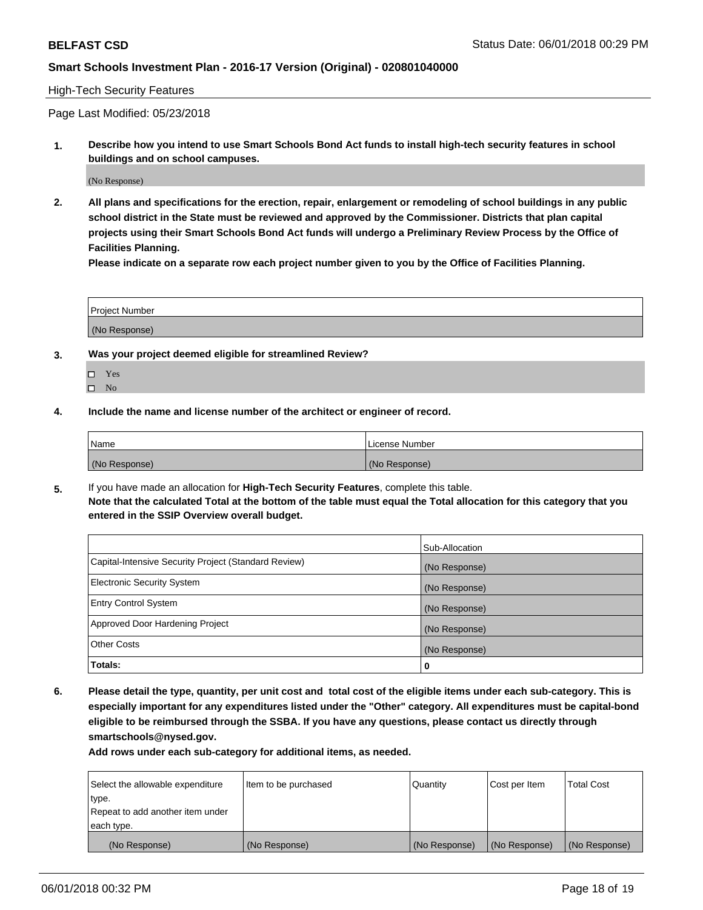**BELFAST CSD** Status Date: 06/01/2018 00:29 PM

**Smart Schools Investment Plan - 2016-17 Version (Original) - 020801040000**

High-Tech Security Features

Page Last Modified: 05/23/2018

**1. Describe how you intend to use Smart Schools Bond Act funds to install high-tech security features in school buildings and on school campuses.**

(No Response)

**2. All plans and specifications for the erection, repair, enlargement or remodeling of school buildings in any public school district in the State must be reviewed and approved by the Commissioner. Districts that plan capital projects using their Smart Schools Bond Act funds will undergo a Preliminary Review Process by the Office of Facilities Planning.**

**Please indicate on a separate row each project number given to you by the Office of Facilities Planning.**

| Project Number |
|---|
| (No Response) |

**3. Was your project deemed eligible for streamlined Review?**

- ☐ Yes
- ☐ No

**4. Include the name and license number of the architect or engineer of record.**

| Name | License Number |
|---|---|
| (No Response) | (No Response) |

**5.** If you have made an allocation for **High-Tech Security Features**, complete this table.
**Note that the calculated Total at the bottom of the table must equal the Total allocation for this category that you entered in the SSIP Overview overall budget.**

| | Sub-Allocation |
|---|---|
| Capital-Intensive Security Project (Standard Review) | (No Response) |
| Electronic Security System | (No Response) |
| Entry Control System | (No Response) |
| Approved Door Hardening Project | (No Response) |
| Other Costs | (No Response) |
| **Totals:** | **0** |

**6. Please detail the type, quantity, per unit cost and total cost of the eligible items under each sub-category. This is especially important for any expenditures listed under the "Other" category. All expenditures must be capital-bond eligible to be reimbursed through the SSBA. If you have any questions, please contact us directly through smartschools@nysed.gov.**

**Add rows under each sub-category for additional items, as needed.**

| Select the allowable expenditure type. Repeat to add another item under each type. | Item to be purchased | Quantity | Cost per Item | Total Cost |
|---|---|---|---|---|
| (No Response) | (No Response) | (No Response) | (No Response) | (No Response) |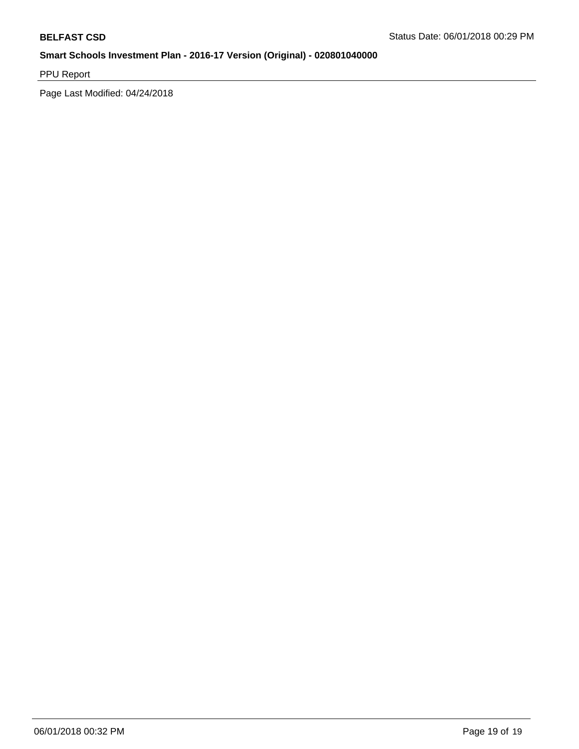PPU Report

Page Last Modified: 04/24/2018